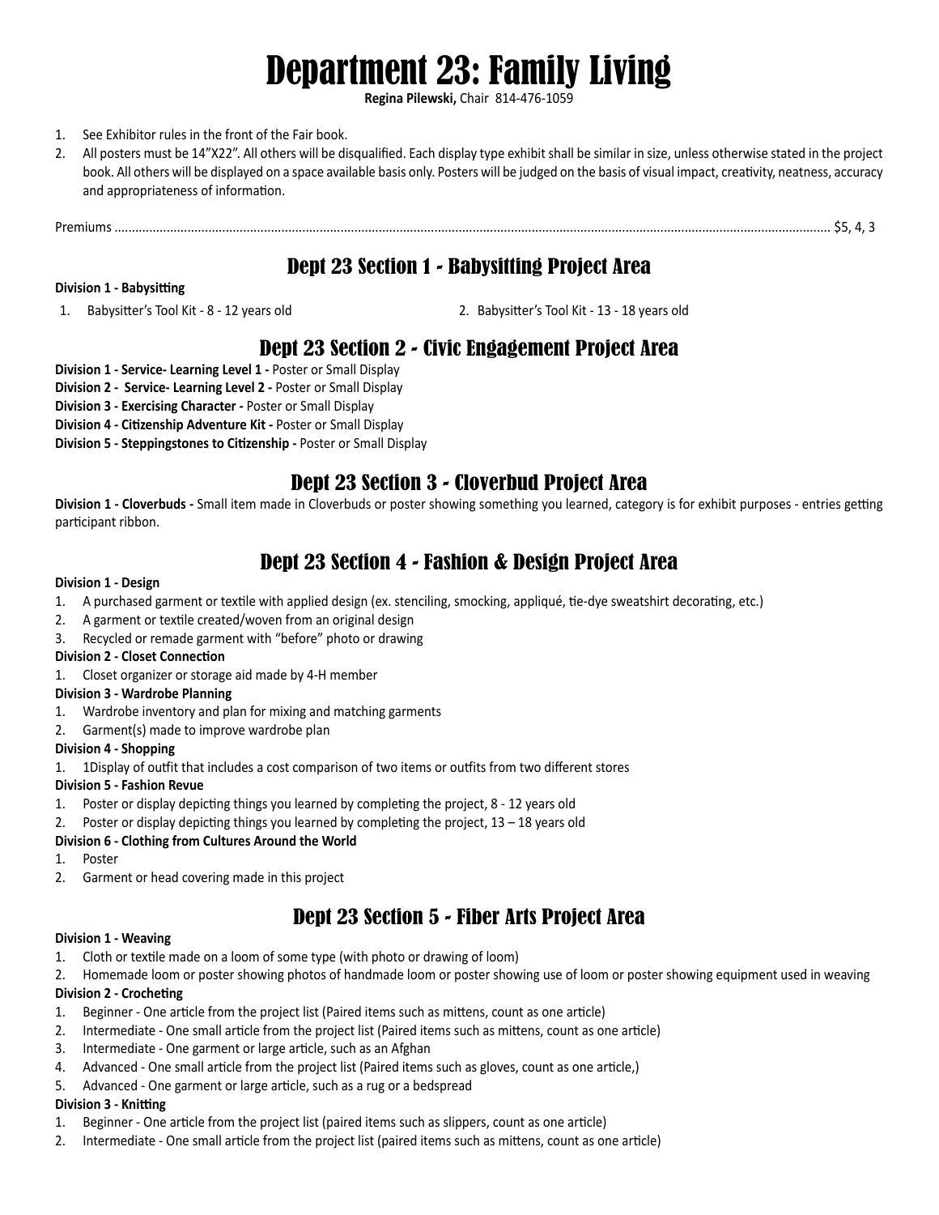# Department 23: Family Living

**Regina Pilewski,** Chair 814-476-1059

1. See Exhibitor rules in the front of the Fair book.
2. All posters must be 14"X22". All others will be disqualified. Each display type exhibit shall be similar in size, unless otherwise stated in the project book. All others will be displayed on a space available basis only. Posters will be judged on the basis of visual impact, creativity, neatness, accuracy and appropriateness of information.

Premiums ........................................................................................................ $5, 4, 3

## Dept 23 Section 1 - Babysitting Project Area

**Division 1 - Babysitting**

1. Babysitter's Tool Kit - 8 - 12 years old
2. Babysitter's Tool Kit - 13 - 18 years old

## Dept 23 Section 2 - Civic Engagement Project Area

**Division 1 - Service- Learning Level 1 -** Poster or Small Display
**Division 2 - Service- Learning Level 2 -** Poster or Small Display
**Division 3 - Exercising Character -** Poster or Small Display
**Division 4 - Citizenship Adventure Kit -** Poster or Small Display
**Division 5 - Steppingstones to Citizenship -** Poster or Small Display

## Dept 23 Section 3 - Cloverbud Project Area

**Division 1 - Cloverbuds -** Small item made in Cloverbuds or poster showing something you learned, category is for exhibit purposes - entries getting participant ribbon.

## Dept 23 Section 4 - Fashion & Design Project Area

**Division 1 - Design**

1. A purchased garment or textile with applied design (ex. stenciling, smocking, appliqué, tie-dye sweatshirt decorating, etc.)
2. A garment or textile created/woven from an original design
3. Recycled or remade garment with "before" photo or drawing

**Division 2 - Closet Connection**

1. Closet organizer or storage aid made by 4-H member

**Division 3 - Wardrobe Planning**

1. Wardrobe inventory and plan for mixing and matching garments
2. Garment(s) made to improve wardrobe plan

**Division 4 - Shopping**

1. 1Display of outfit that includes a cost comparison of two items or outfits from two different stores

**Division 5 - Fashion Revue**

1. Poster or display depicting things you learned by completing the project, 8 - 12 years old
2. Poster or display depicting things you learned by completing the project, 13 – 18 years old

**Division 6 - Clothing from Cultures Around the World**

1. Poster
2. Garment or head covering made in this project

## Dept 23 Section 5 - Fiber Arts Project Area

**Division 1 - Weaving**

1. Cloth or textile made on a loom of some type (with photo or drawing of loom)
2. Homemade loom or poster showing photos of handmade loom or poster showing use of loom or poster showing equipment used in weaving

**Division 2 - Crocheting**

1. Beginner - One article from the project list (Paired items such as mittens, count as one article)
2. Intermediate - One small article from the project list (Paired items such as mittens, count as one article)
3. Intermediate - One garment or large article, such as an Afghan
4. Advanced - One small article from the project list (Paired items such as gloves, count as one article,)
5. Advanced - One garment or large article, such as a rug or a bedspread

**Division 3 - Knitting**

1. Beginner - One article from the project list (paired items such as slippers, count as one article)
2. Intermediate - One small article from the project list (paired items such as mittens, count as one article)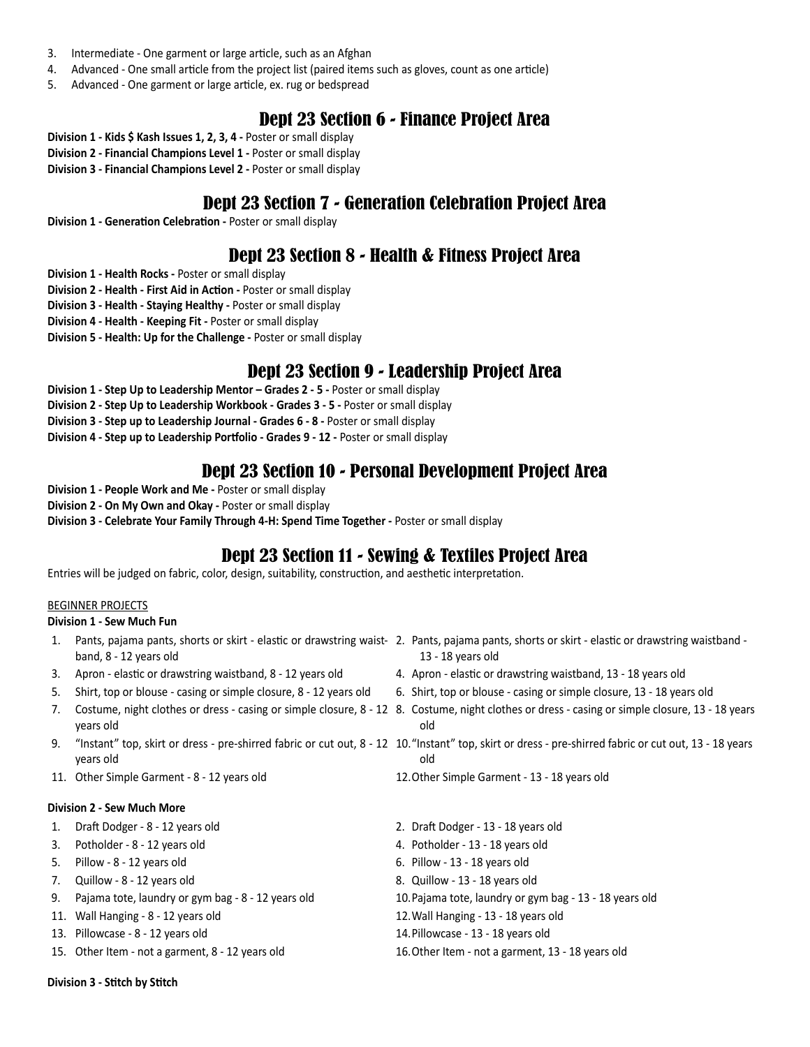3. Intermediate - One garment or large article, such as an Afghan
4. Advanced - One small article from the project list (paired items such as gloves, count as one article)
5. Advanced - One garment or large article, ex. rug or bedspread

## Dept 23 Section 6 - Finance Project Area

**Division 1 - Kids $ Kash Issues 1, 2, 3, 4 -** Poster or small display
**Division 2 - Financial Champions Level 1 -** Poster or small display
**Division 3 - Financial Champions Level 2 -** Poster or small display

## Dept 23 Section 7 - Generation Celebration Project Area

**Division 1 - Generation Celebration -** Poster or small display

## Dept 23 Section 8 - Health & Fitness Project Area

**Division 1 - Health Rocks -** Poster or small display
**Division 2 - Health - First Aid in Action -** Poster or small display
**Division 3 - Health - Staying Healthy -** Poster or small display
**Division 4 - Health - Keeping Fit -** Poster or small display
**Division 5 - Health: Up for the Challenge -** Poster or small display

## Dept 23 Section 9 - Leadership Project Area

**Division 1 - Step Up to Leadership Mentor – Grades 2 - 5 -** Poster or small display
**Division 2 - Step Up to Leadership Workbook - Grades 3 - 5 -** Poster or small display
**Division 3 - Step up to Leadership Journal - Grades 6 - 8 -** Poster or small display
**Division 4 - Step up to Leadership Portfolio - Grades 9 - 12 -** Poster or small display

## Dept 23 Section 10 - Personal Development Project Area

**Division 1 - People Work and Me -** Poster or small display
**Division 2 - On My Own and Okay -** Poster or small display
**Division 3 - Celebrate Your Family Through 4-H: Spend Time Together -** Poster or small display

## Dept 23 Section 11 - Sewing & Textiles Project Area

Entries will be judged on fabric, color, design, suitability, construction, and aesthetic interpretation.

BEGINNER PROJECTS

**Division 1 - Sew Much Fun**

1. Pants, pajama pants, shorts or skirt - elastic or drawstring waistband, 8 - 12 years old
2. Pants, pajama pants, shorts or skirt - elastic or drawstring waistband - 13 - 18 years old
3. Apron - elastic or drawstring waistband, 8 - 12 years old
4. Apron - elastic or drawstring waistband, 13 - 18 years old
5. Shirt, top or blouse - casing or simple closure, 8 - 12 years old
6. Shirt, top or blouse - casing or simple closure, 13 - 18 years old
7. Costume, night clothes or dress - casing or simple closure, 8 - 12 years old
8. Costume, night clothes or dress - casing or simple closure, 13 - 18 years old
9. "Instant" top, skirt or dress - pre-shirred fabric or cut out, 8 - 12 years old
10. "Instant" top, skirt or dress - pre-shirred fabric or cut out, 13 - 18 years old
11. Other Simple Garment - 8 - 12 years old
12. Other Simple Garment - 13 - 18 years old

**Division 2 - Sew Much More**

1. Draft Dodger - 8 - 12 years old
2. Draft Dodger - 13 - 18 years old
3. Potholder - 8 - 12 years old
4. Potholder - 13 - 18 years old
5. Pillow - 8 - 12 years old
6. Pillow - 13 - 18 years old
7. Quillow - 8 - 12 years old
8. Quillow - 13 - 18 years old
9. Pajama tote, laundry or gym bag - 8 - 12 years old
10. Pajama tote, laundry or gym bag - 13 - 18 years old
11. Wall Hanging - 8 - 12 years old
12. Wall Hanging - 13 - 18 years old
13. Pillowcase - 8 - 12 years old
14. Pillowcase - 13 - 18 years old
15. Other Item - not a garment, 8 - 12 years old
16. Other Item - not a garment, 13 - 18 years old

**Division 3 - Stitch by Stitch**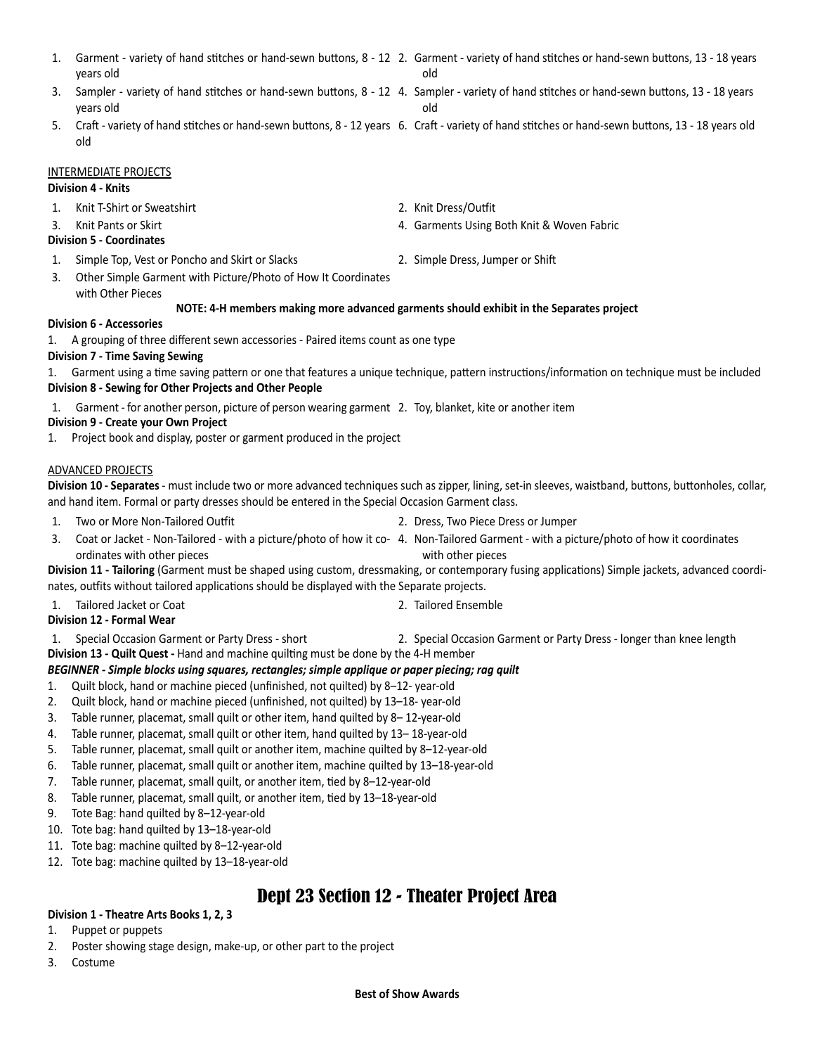1. Garment - variety of hand stitches or hand-sewn buttons, 8 - 12 years old
2. Garment - variety of hand stitches or hand-sewn buttons, 13 - 18 years old
3. Sampler - variety of hand stitches or hand-sewn buttons, 8 - 12 years old
4. Sampler - variety of hand stitches or hand-sewn buttons, 13 - 18 years old
5. Craft - variety of hand stitches or hand-sewn buttons, 8 - 12 years old
6. Craft - variety of hand stitches or hand-sewn buttons, 13 - 18 years old

INTERMEDIATE PROJECTS

**Division 4 - Knits**

1. Knit T-Shirt or Sweatshirt
2. Knit Dress/Outfit
3. Knit Pants or Skirt
4. Garments Using Both Knit & Woven Fabric

**Division 5 - Coordinates**

1. Simple Top, Vest or Poncho and Skirt or Slacks
2. Simple Dress, Jumper or Shift
3. Other Simple Garment with Picture/Photo of How It Coordinates with Other Pieces

**NOTE: 4-H members making more advanced garments should exhibit in the Separates project**

**Division 6 - Accessories**

1. A grouping of three different sewn accessories - Paired items count as one type

**Division 7 - Time Saving Sewing**

1. Garment using a time saving pattern or one that features a unique technique, pattern instructions/information on technique must be included

**Division 8 - Sewing for Other Projects and Other People**

1. Garment - for another person, picture of person wearing garment
2. Toy, blanket, kite or another item

**Division 9 - Create your Own Project**

1. Project book and display, poster or garment produced in the project

ADVANCED PROJECTS

**Division 10 - Separates** - must include two or more advanced techniques such as zipper, lining, set-in sleeves, waistband, buttons, buttonholes, collar, and hand item. Formal or party dresses should be entered in the Special Occasion Garment class.

1. Two or More Non-Tailored Outfit
2. Dress, Two Piece Dress or Jumper
3. Coat or Jacket - Non-Tailored - with a picture/photo of how it coordinates with other pieces
4. Non-Tailored Garment - with a picture/photo of how it coordinates with other pieces

**Division 11 - Tailoring** (Garment must be shaped using custom, dressmaking, or contemporary fusing applications) Simple jackets, advanced coordinates, outfits without tailored applications should be displayed with the Separate projects.

1. Tailored Jacket or Coat
2. Tailored Ensemble

**Division 12 - Formal Wear**

1. Special Occasion Garment or Party Dress - short
2. Special Occasion Garment or Party Dress - longer than knee length

**Division 13 - Quilt Quest -** Hand and machine quilting must be done by the 4-H member

***BEGINNER - Simple blocks using squares, rectangles; simple applique or paper piecing; rag quilt***

1. Quilt block, hand or machine pieced (unfinished, not quilted) by 8–12- year-old
2. Quilt block, hand or machine pieced (unfinished, not quilted) by 13–18- year-old
3. Table runner, placemat, small quilt or other item, hand quilted by 8– 12-year-old
4. Table runner, placemat, small quilt or other item, hand quilted by 13– 18-year-old
5. Table runner, placemat, small quilt or another item, machine quilted by 8–12-year-old
6. Table runner, placemat, small quilt or another item, machine quilted by 13–18-year-old
7. Table runner, placemat, small quilt, or another item, tied by 8–12-year-old
8. Table runner, placemat, small quilt, or another item, tied by 13–18-year-old
9. Tote Bag: hand quilted by 8–12-year-old
10. Tote Bag: hand quilted by 13–18-year-old
11. Tote bag: machine quilted by 8–12-year-old
12. Tote bag: machine quilted by 13–18-year-old

# Dept 23 Section 12 - Theater Project Area

**Division 1 - Theatre Arts Books 1, 2, 3**

1. Puppet or puppets
2. Poster showing stage design, make-up, or other part to the project
3. Costume

**Best of Show Awards**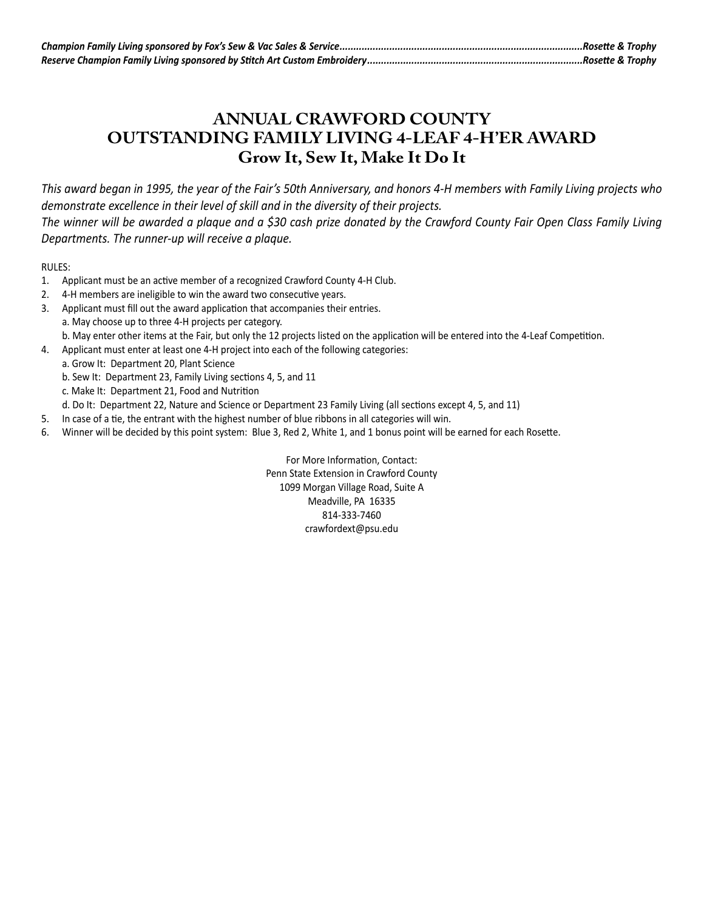*Champion Family Living sponsored by Fox's Sew & Vac Sales & Service.......................................................................................Rosette & Trophy*
*Reserve Champion Family Living sponsored by Stitch Art Custom Embroidery.............................................................................Rosette & Trophy*

# ANNUAL CRAWFORD COUNTY OUTSTANDING FAMILY LIVING 4-LEAF 4-H'ER AWARD

## Grow It, Sew It, Make It Do It

*This award began in 1995, the year of the Fair's 50th Anniversary, and honors 4-H members with Family Living projects who demonstrate excellence in their level of skill and in the diversity of their projects.*
*The winner will be awarded a plaque and a $30 cash prize donated by the Crawford County Fair Open Class Family Living Departments. The runner-up will receive a plaque.*

RULES:

1. Applicant must be an active member of a recognized Crawford County 4-H Club.
2. 4-H members are ineligible to win the award two consecutive years.
3. Applicant must fill out the award application that accompanies their entries.
   a. May choose up to three 4-H projects per category.
   b. May enter other items at the Fair, but only the 12 projects listed on the application will be entered into the 4-Leaf Competition.
4. Applicant must enter at least one 4-H project into each of the following categories:
   a. Grow It: Department 20, Plant Science
   b. Sew It: Department 23, Family Living sections 4, 5, and 11
   c. Make It: Department 21, Food and Nutrition
   d. Do It: Department 22, Nature and Science or Department 23 Family Living (all sections except 4, 5, and 11)
5. In case of a tie, the entrant with the highest number of blue ribbons in all categories will win.
6. Winner will be decided by this point system: Blue 3, Red 2, White 1, and 1 bonus point will be earned for each Rosette.

For More Information, Contact:
Penn State Extension in Crawford County
1099 Morgan Village Road, Suite A
Meadville, PA 16335
814-333-7460
crawfordext@psu.edu